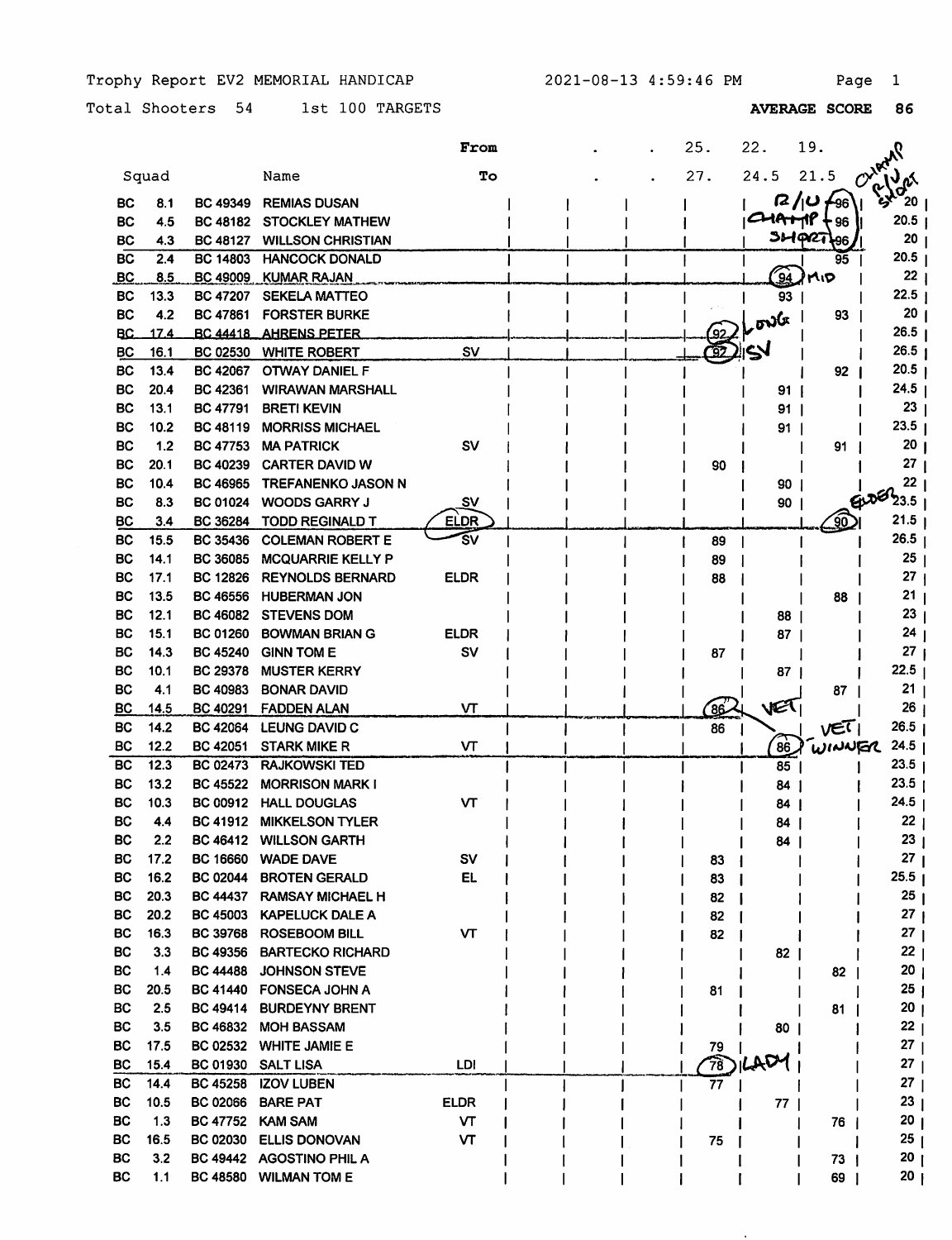Trophy Report EV2 MEMORIAL HANDICAP 2021-08-13 4:59:46 PM

Total Shooters 54 1st 100 TARGETS **AVERAGE SCORE 86**

| Squad | | | Name | From / To | . / . | . / . | 25. / 27. | 22. / 24.5 | 19. / 21.5 | | (handwritten) |
|---|---|---|---|---|---|---|---|---|---|---|---|
| BC | 8.1 | BC 49349 | REMIAS DUSAN | | | | | | 96 | 20 | R/U |
| BC | 4.5 | BC 48182 | STOCKLEY MATHEW | | | | | | 96 | 20.5 | CHAMP |
| BC | 4.3 | BC 48127 | WILLSON CHRISTIAN | | | | | | 96 | 20 | SHORT |
| BC | 2.4 | BC 14803 | HANCOCK DONALD | | | | | | 95 | 20.5 | |
| BC | 8.5 | BC 49009 | KUMAR RAJAN | | | | | 94 | | 22 | MID |
| BC | 13.3 | BC 47207 | SEKELA MATTEO | | | | | 93 | | 22.5 | |
| BC | 4.2 | BC 47861 | FORSTER BURKE | | | | | | 93 | 20 | |
| BC | 17.4 | BC 44418 | AHRENS PETER | | | | 92 | | | 26.5 | LONG |
| BC | 16.1 | BC 02530 | WHITE ROBERT | SV | | | 92 | | | 26.5 | SV |
| BC | 13.4 | BC 42067 | OTWAY DANIEL F | | | | | | 92 | 20.5 | |
| BC | 20.4 | BC 42361 | WIRAWAN MARSHALL | | | | | 91 | | 24.5 | |
| BC | 13.1 | BC 47791 | BRETI KEVIN | | | | | 91 | | 23 | |
| BC | 10.2 | BC 48119 | MORRISS MICHAEL | | | | | 91 | | 23.5 | |
| BC | 1.2 | BC 47753 | MA PATRICK | SV | | | | | 91 | 20 | |
| BC | 20.1 | BC 40239 | CARTER DAVID W | | | | 90 | | | 27 | |
| BC | 10.4 | BC 46965 | TREFANENKO JASON N | | | | | 90 | | 22 | |
| BC | 8.3 | BC 01024 | WOODS GARRY J | SV | | | | 90 | | 23.5 | |
| BC | 3.4 | BC 36284 | TODD REGINALD T | ELDR | | | | | 90 | 21.5 | ELDER |
| BC | 15.5 | BC 35436 | COLEMAN ROBERT E | SV | | | 89 | | | 26.5 | |
| BC | 14.1 | BC 36085 | MCQUARRIE KELLY P | | | | 89 | | | 25 | |
| BC | 17.1 | BC 12826 | REYNOLDS BERNARD | ELDR | | | 88 | | | 27 | |
| BC | 13.5 | BC 46556 | HUBERMAN JON | | | | | | 88 | 21 | |
| BC | 12.1 | BC 46082 | STEVENS DOM | | | | | 88 | | 23 | |
| BC | 15.1 | BC 01260 | BOWMAN BRIAN G | ELDR | | | | 87 | | 24 | |
| BC | 14.3 | BC 45240 | GINN TOM E | SV | | | 87 | | | 27 | |
| BC | 10.1 | BC 29378 | MUSTER KERRY | | | | | 87 | | 22.5 | |
| BC | 4.1 | BC 40983 | BONAR DAVID | | | | | | 87 | 21 | |
| BC | 14.5 | BC 40291 | FADDEN ALAN | VT | | | 86 | | | 26 | VET |
| BC | 14.2 | BC 42064 | LEUNG DAVID C | | | | 86 | | | 26.5 | |
| BC | 12.2 | BC 42051 | STARK MIKE R | VT | | | | 86 | | 24.5 | VET WINNER |
| BC | 12.3 | BC 02473 | RAJKOWSKI TED | | | | | 85 | | 23.5 | |
| BC | 13.2 | BC 45522 | MORRISON MARK I | | | | | 84 | | 23.5 | |
| BC | 10.3 | BC 00912 | HALL DOUGLAS | VT | | | | 84 | | 24.5 | |
| BC | 4.4 | BC 41912 | MIKKELSON TYLER | | | | | 84 | | 22 | |
| BC | 2.2 | BC 46412 | WILLSON GARTH | | | | | 84 | | 23 | |
| BC | 17.2 | BC 16660 | WADE DAVE | SV | | | 83 | | | 27 | |
| BC | 16.2 | BC 02044 | BROTEN GERALD | EL | | | 83 | | | 25.5 | |
| BC | 20.3 | BC 44437 | RAMSAY MICHAEL H | | | | 82 | | | 25 | |
| BC | 20.2 | BC 45003 | KAPELUCK DALE A | | | | 82 | | | 27 | |
| BC | 16.3 | BC 39768 | ROSEBOOM BILL | VT | | | 82 | | | 27 | |
| BC | 3.3 | BC 49356 | BARTECKO RICHARD | | | | | 82 | | 22 | |
| BC | 1.4 | BC 44488 | JOHNSON STEVE | | | | | | 82 | 20 | |
| BC | 20.5 | BC 41440 | FONSECA JOHN A | | | | 81 | | | 25 | |
| BC | 2.5 | BC 49414 | BURDEYNY BRENT | | | | | | 81 | 20 | |
| BC | 3.5 | BC 46832 | MOH BASSAM | | | | | 80 | | 22 | |
| BC | 17.5 | BC 02532 | WHITE JAMIE E | | | | 79 | | | 27 | |
| BC | 15.4 | BC 01930 | SALT LISA | LDI | | | 78 | | | 27 | LADY |
| BC | 14.4 | BC 45258 | IZOV LUBEN | | | | 77 | | | 27 | |
| BC | 10.5 | BC 02066 | BARE PAT | ELDR | | | | 77 | | 23 | |
| BC | 1.3 | BC 47752 | KAM SAM | VT | | | | | 76 | 20 | |
| BC | 16.5 | BC 02030 | ELLIS DONOVAN | VT | | | 75 | | | 25 | |
| BC | 3.2 | BC 49442 | AGOSTINO PHIL A | | | | | | 73 | 20 | |
| BC | 1.1 | BC 48580 | WILMAN TOM E | | | | | | 69 | 20 | |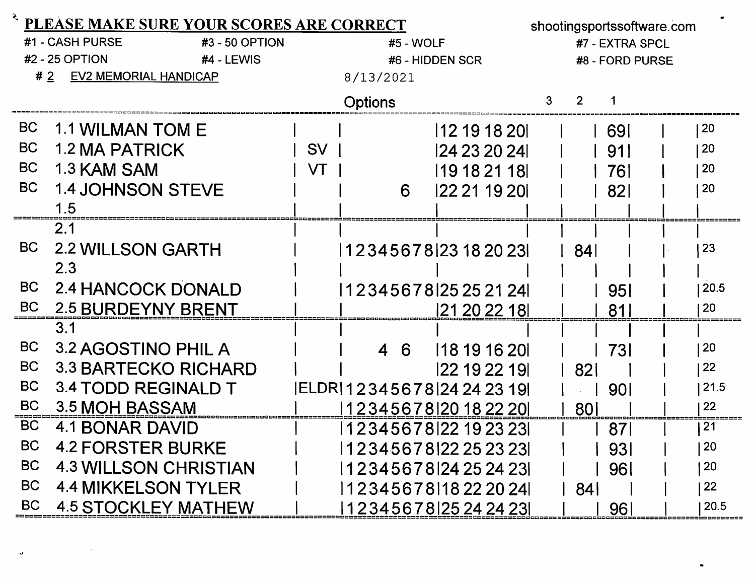**PLEASE MAKE SURE YOUR SCORES ARE CORRECT**

shootingsportssoftware.com

#1 - CASH PURSE  #3 - 50 OPTION  #5 - WOLF  #7 - EXTRA SPCL

#2 - 25 OPTION  #4 - LEWIS  #6 - HIDDEN SCR  #8 - FORD PURSE

# 2 EV2 MEMORIAL HANDICAP  8/13/2021

| | Pos | Name | | Options | Scores | 3 | 2 | 1 | | Yardage |
|---|---|---|---|---|---|---|---|---|---|---|
| BC | 1.1 | WILMAN TOM E | | | 12 19 18 20 | | | 69 | | 20 |
| BC | 1.2 | MA PATRICK | SV | | 24 23 20 24 | | | 91 | | 20 |
| BC | 1.3 | KAM SAM | VT | | 19 18 21 18 | | | 76 | | 20 |
| BC | 1.4 | JOHNSON STEVE | | 6 | 22 21 19 20 | | | 82 | | 20 |
| | 1.5 | | | | | | | | | |
| | 2.1 | | | | | | | | | |
| BC | 2.2 | WILLSON GARTH | | 12345678 | 23 18 20 23 | | 84 | | | 23 |
| | 2.3 | | | | | | | | | |
| BC | 2.4 | HANCOCK DONALD | | 12345678 | 25 25 21 24 | | | 95 | | 20.5 |
| BC | 2.5 | BURDEYNY BRENT | | | 21 20 22 18 | | | 81 | | 20 |
| | 3.1 | | | | | | | | | |
| BC | 3.2 | AGOSTINO PHIL A | | 4 6 | 18 19 16 20 | | | 73 | | 20 |
| BC | 3.3 | BARTECKO RICHARD | | | 22 19 22 19 | | 82 | | | 22 |
| BC | 3.4 | TODD REGINALD T | ELDR | 12345678 | 24 24 23 19 | | | 90 | | 21.5 |
| BC | 3.5 | MOH BASSAM | | 12345678 | 20 18 22 20 | | 80 | | | 22 |
| BC | 4.1 | BONAR DAVID | | 12345678 | 22 19 23 23 | | | 87 | | 21 |
| BC | 4.2 | FORSTER BURKE | | 12345678 | 22 25 23 23 | | | 93 | | 20 |
| BC | 4.3 | WILLSON CHRISTIAN | | 12345678 | 24 25 24 23 | | | 96 | | 20 |
| BC | 4.4 | MIKKELSON TYLER | | 12345678 | 18 22 20 24 | | 84 | | | 22 |
| BC | 4.5 | STOCKLEY MATHEW | | 12345678 | 25 24 24 23 | | | 96 | | 20.5 |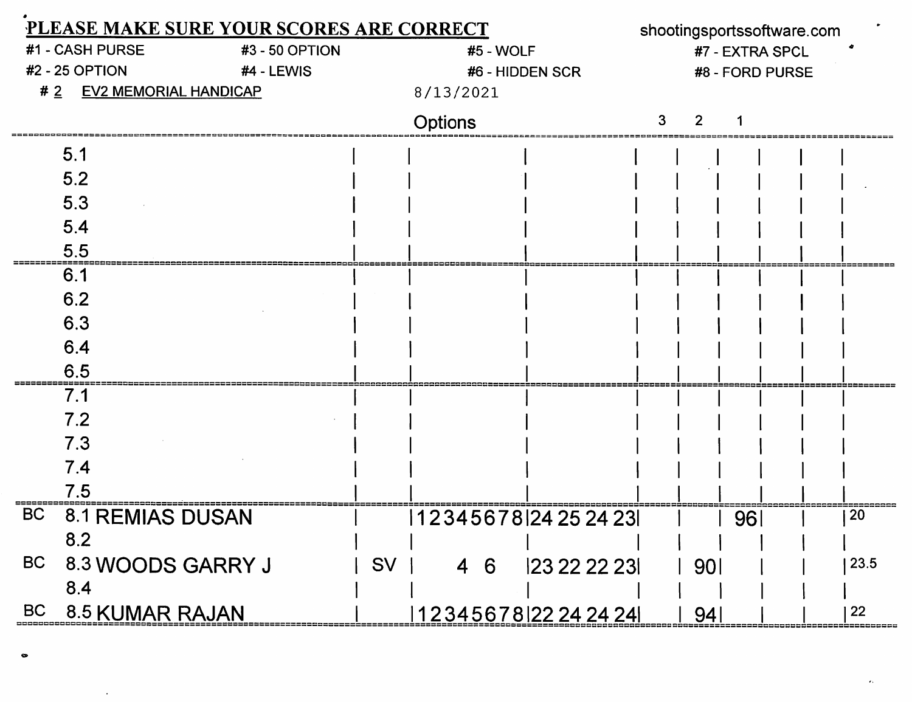**PLEASE MAKE SURE YOUR SCORES ARE CORRECT** — shootingsportssoftware.com

| | | | |
|---|---|---|---|
| #1 - CASH PURSE | #3 - 50 OPTION | #5 - WOLF | #7 - EXTRA SPCL |
| #2 - 25 OPTION | #4 - LEWIS | #6 - HIDDEN SCR | #8 - FORD PURSE |

# 2 EV2 MEMORIAL HANDICAP — 8/13/2021

| | Post | Name | | Options | Scores | 3 | 2 | 1 | | | |
|---|---|---|---|---|---|---|---|---|---|---|---|
| | 5.1 | | | | | | | | | | |
| | 5.2 | | | | | | | | | | |
| | 5.3 | | | | | | | | | | |
| | 5.4 | | | | | | | | | | |
| | 5.5 | | | | | | | | | | |
| | 6.1 | | | | | | | | | | |
| | 6.2 | | | | | | | | | | |
| | 6.3 | | | | | | | | | | |
| | 6.4 | | | | | | | | | | |
| | 6.5 | | | | | | | | | | |
| | 7.1 | | | | | | | | | | |
| | 7.2 | | | | | | | | | | |
| | 7.3 | | | | | | | | | | |
| | 7.4 | | | | | | | | | | |
| | 7.5 | | | | | | | | | | |
| BC | 8.1 | REMIAS DUSAN | | 12345678 | 24 25 24 23 | | | 96 | | | 20 |
| | 8.2 | | | | | | | | | | |
| BC | 8.3 | WOODS GARRY J | SV | 4 6 | 23 22 22 23 | | 90 | | | | 23.5 |
| | 8.4 | | | | | | | | | | |
| BC | 8.5 | KUMAR RAJAN | | 12345678 | 22 24 24 24 | | 94 | | | | 22 |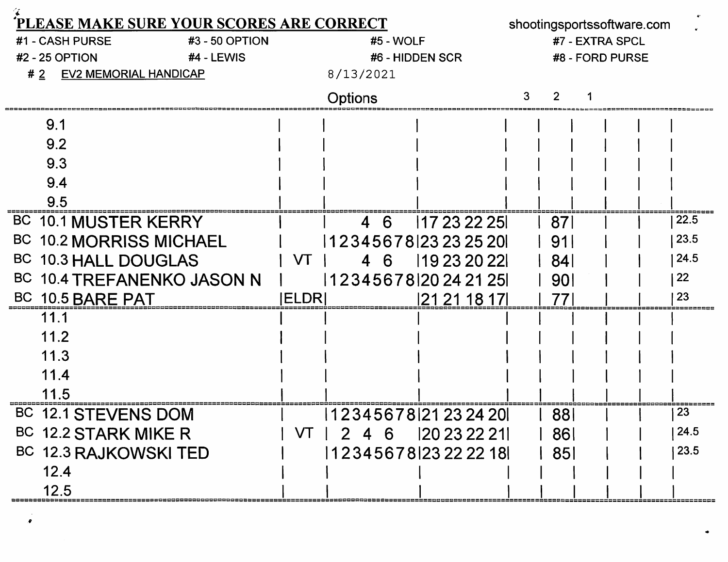**PLEASE MAKE SURE YOUR SCORES ARE CORRECT** shootingsportssoftware.com

#1 - CASH PURSE #3 - 50 OPTION #5 - WOLF #7 - EXTRA SPCL

#2 - 25 OPTION #4 - LEWIS #6 - HIDDEN SCR #8 - FORD PURSE

# 2 EV2 MEMORIAL HANDICAP 8/13/2021

| | | | Options | | | 3 | 2 | 1 | | | |
|---|---|---|---|---|---|---|---|---|---|---|---|
| | 9.1 | | | | | | | | | | |
| | 9.2 | | | | | | | | | | |
| | 9.3 | | | | | | | | | | |
| | 9.4 | | | | | | | | | | |
| | 9.5 | | | | | | | | | | |
| BC | 10.1 MUSTER KERRY | | 4 6 | 17 23 22 25 | | | 87 | | | | 22.5 |
| BC | 10.2 MORRISS MICHAEL | | 12345678 | 23 23 25 20 | | | 91 | | | | 23.5 |
| BC | 10.3 HALL DOUGLAS | VT | 4 6 | 19 23 20 22 | | | 84 | | | | 24.5 |
| BC | 10.4 TREFANENKO JASON N | | 12345678 | 20 24 21 25 | | | 90 | | | | 22 |
| BC | 10.5 BARE PAT | ELDR | | 21 21 18 17 | | | 77 | | | | 23 |
| | 11.1 | | | | | | | | | | |
| | 11.2 | | | | | | | | | | |
| | 11.3 | | | | | | | | | | |
| | 11.4 | | | | | | | | | | |
| | 11.5 | | | | | | | | | | |
| BC | 12.1 STEVENS DOM | | 12345678 | 21 23 24 20 | | | 88 | | | | 23 |
| BC | 12.2 STARK MIKE R | VT | 2 4 6 | 20 23 22 21 | | | 86 | | | | 24.5 |
| BC | 12.3 RAJKOWSKI TED | | 12345678 | 23 22 22 18 | | | 85 | | | | 23.5 |
| | 12.4 | | | | | | | | | | |
| | 12.5 | | | | | | | | | | |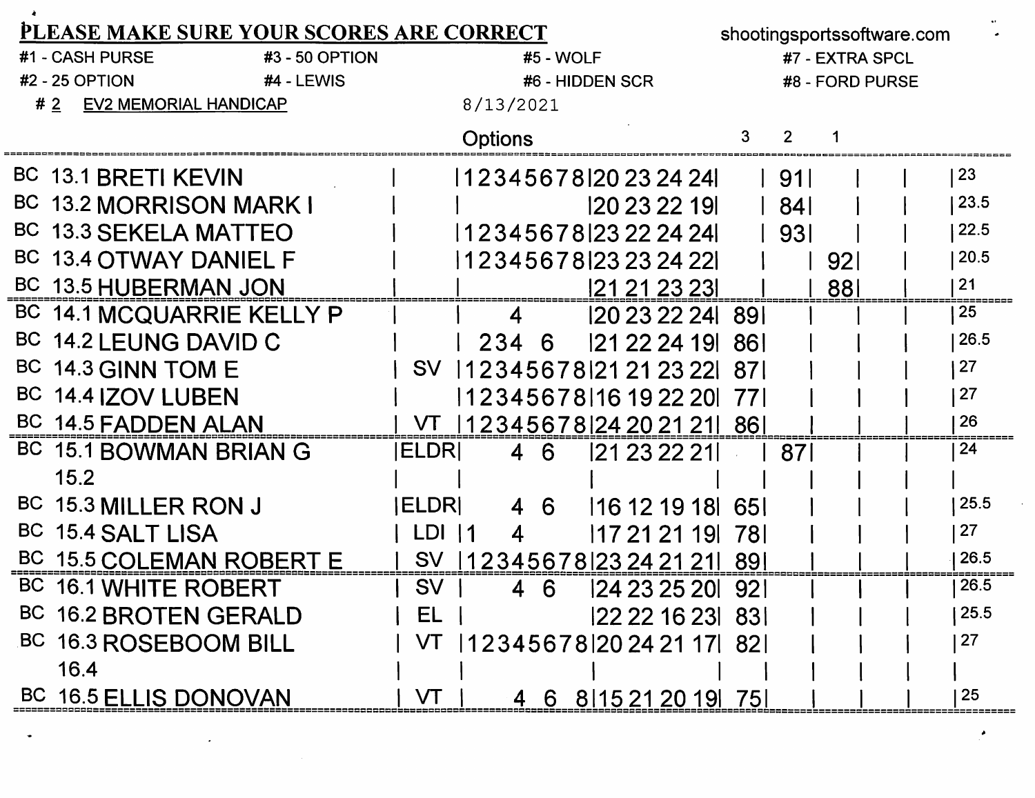**PLEASE MAKE SURE YOUR SCORES ARE CORRECT**

shootingsportssoftware.com

#1 - CASH PURSE
#2 - 25 OPTION
#3 - 50 OPTION
#4 - LEWIS
#5 - WOLF
#6 - HIDDEN SCR
#7 - EXTRA SPCL
#8 - FORD PURSE

# 2 EV2 MEMORIAL HANDICAP 8/13/2021

| | Post | Name | Class | Options | Scores | 3 | 2 | 1 | | | Yardage |
|---|---|---|---|---|---|---|---|---|---|---|---|
| BC | 13.1 | BRETI KEVIN | | 12345678 | 20 23 24 24 | | 91 | | | | 23 |
| BC | 13.2 | MORRISON MARK I | | | 20 23 22 19 | | 84 | | | | 23.5 |
| BC | 13.3 | SEKELA MATTEO | | 12345678 | 23 22 24 24 | | 93 | | | | 22.5 |
| BC | 13.4 | OTWAY DANIEL F | | 12345678 | 23 23 24 22 | | | 92 | | | 20.5 |
| BC | 13.5 | HUBERMAN JON | | | 21 21 23 23 | | | 88 | | | 21 |
| BC | 14.1 | MCQUARRIE KELLY P | | 4 | 20 23 22 24 | 89 | | | | | 25 |
| BC | 14.2 | LEUNG DAVID C | | 234 6 | 21 22 24 19 | 86 | | | | | 26.5 |
| BC | 14.3 | GINN TOM E | SV | 12345678 | 21 21 23 22 | 87 | | | | | 27 |
| BC | 14.4 | IZOV LUBEN | | 12345678 | 16 19 22 20 | 77 | | | | | 27 |
| BC | 14.5 | FADDEN ALAN | VT | 12345678 | 24 20 21 21 | 86 | | | | | 26 |
| BC | 15.1 | BOWMAN BRIAN G | ELDR | 4 6 | 21 23 22 21 | | 87 | | | | 24 |
| | 15.2 | | | | | | | | | | |
| BC | 15.3 | MILLER RON J | ELDR | 4 6 | 16 12 19 18 | 65 | | | | | 25.5 |
| BC | 15.4 | SALT LISA | LDI | 1 4 | 17 21 21 19 | 78 | | | | | 27 |
| BC | 15.5 | COLEMAN ROBERT E | SV | 12345678 | 23 24 21 21 | 89 | | | | | 26.5 |
| BC | 16.1 | WHITE ROBERT | SV | 4 6 | 24 23 25 20 | 92 | | | | | 26.5 |
| BC | 16.2 | BROTEN GERALD | EL | | 22 22 16 23 | 83 | | | | | 25.5 |
| BC | 16.3 | ROSEBOOM BILL | VT | 12345678 | 20 24 21 17 | 82 | | | | | 27 |
| | 16.4 | | | | | | | | | | |
| BC | 16.5 | ELLIS DONOVAN | VT | 4 6 8 | 15 21 20 19 | 75 | | | | | 25 |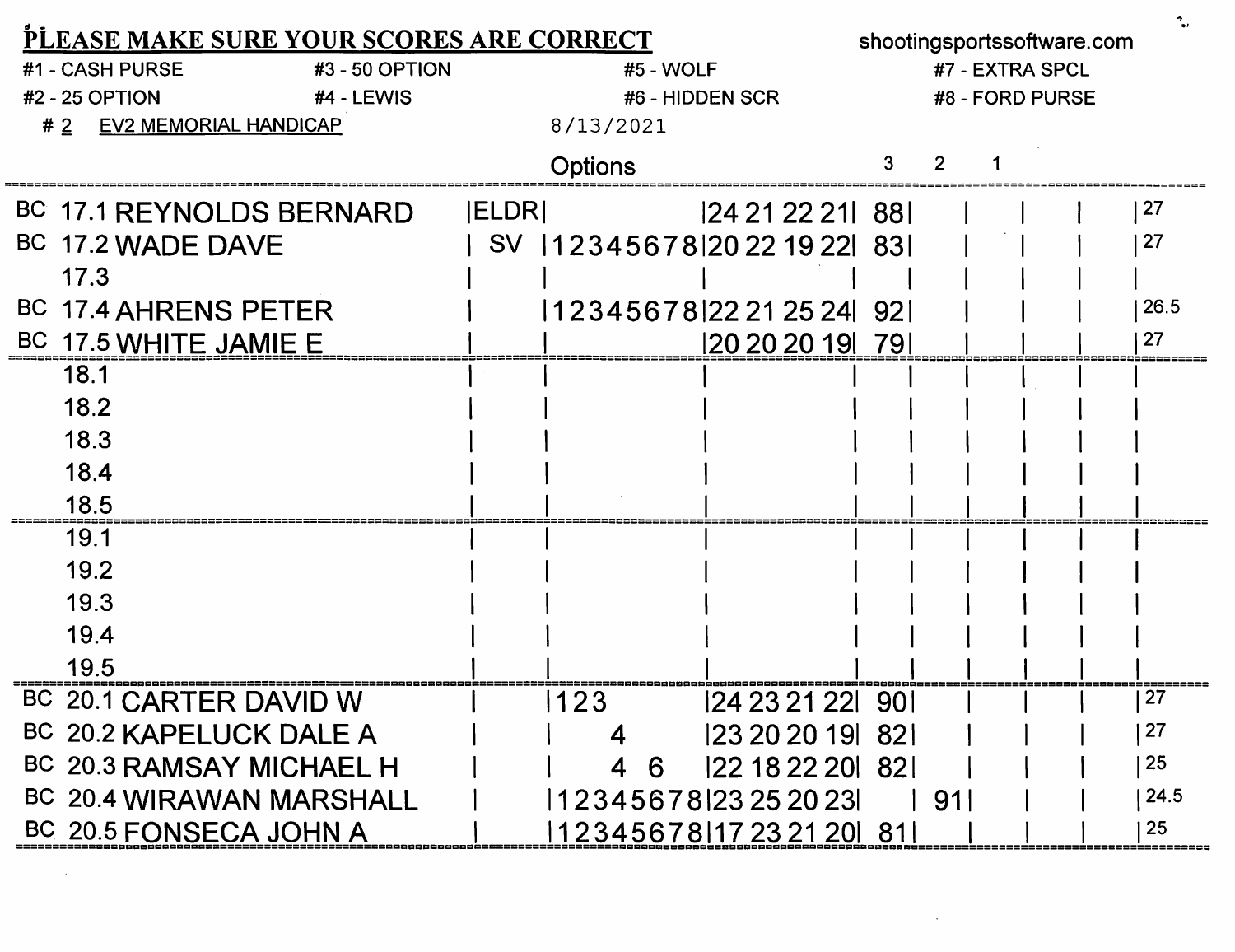**PLEASE MAKE SURE YOUR SCORES ARE CORRECT**

shootingsportssoftware.com

#1 - CASH PURSE
#2 - 25 OPTION
#3 - 50 OPTION
#4 - LEWIS
#5 - WOLF
#6 - HIDDEN SCR
#7 - EXTRA SPCL
#8 - FORD PURSE

# 2 EV2 MEMORIAL HANDICAP 8/13/2021

| | | | Options | | 3 | 2 | 1 | | | |
|---|---|---|---|---|---|---|---|---|---|---|
| BC | 17.1 REYNOLDS BERNARD | ELDR | | 24 21 22 21 | 88 | | | | | 27 |
| BC | 17.2 WADE DAVE | SV | 12345678 | 20 22 19 22 | 83 | | | | | 27 |
| | 17.3 | | | | | | | | | |
| BC | 17.4 AHRENS PETER | | 12345678 | 22 21 25 24 | 92 | | | | | 26.5 |
| BC | 17.5 WHITE JAMIE E | | | 20 20 20 19 | 79 | | | | | 27 |
| | 18.1 | | | | | | | | | |
| | 18.2 | | | | | | | | | |
| | 18.3 | | | | | | | | | |
| | 18.4 | | | | | | | | | |
| | 18.5 | | | | | | | | | |
| | 19.1 | | | | | | | | | |
| | 19.2 | | | | | | | | | |
| | 19.3 | | | | | | | | | |
| | 19.4 | | | | | | | | | |
| | 19.5 | | | | | | | | | |
| BC | 20.1 CARTER DAVID W | | 123 | 24 23 21 22 | 90 | | | | | 27 |
| BC | 20.2 KAPELUCK DALE A | | 4 | 23 20 20 19 | 82 | | | | | 27 |
| BC | 20.3 RAMSAY MICHAEL H | | 4 6 | 22 18 22 20 | 82 | | | | | 25 |
| BC | 20.4 WIRAWAN MARSHALL | | 12345678 | 23 25 20 23 | | 91 | | | | 24.5 |
| BC | 20.5 FONSECA JOHN A | | 12345678 | 17 23 21 20 | 81 | | | | | 25 |